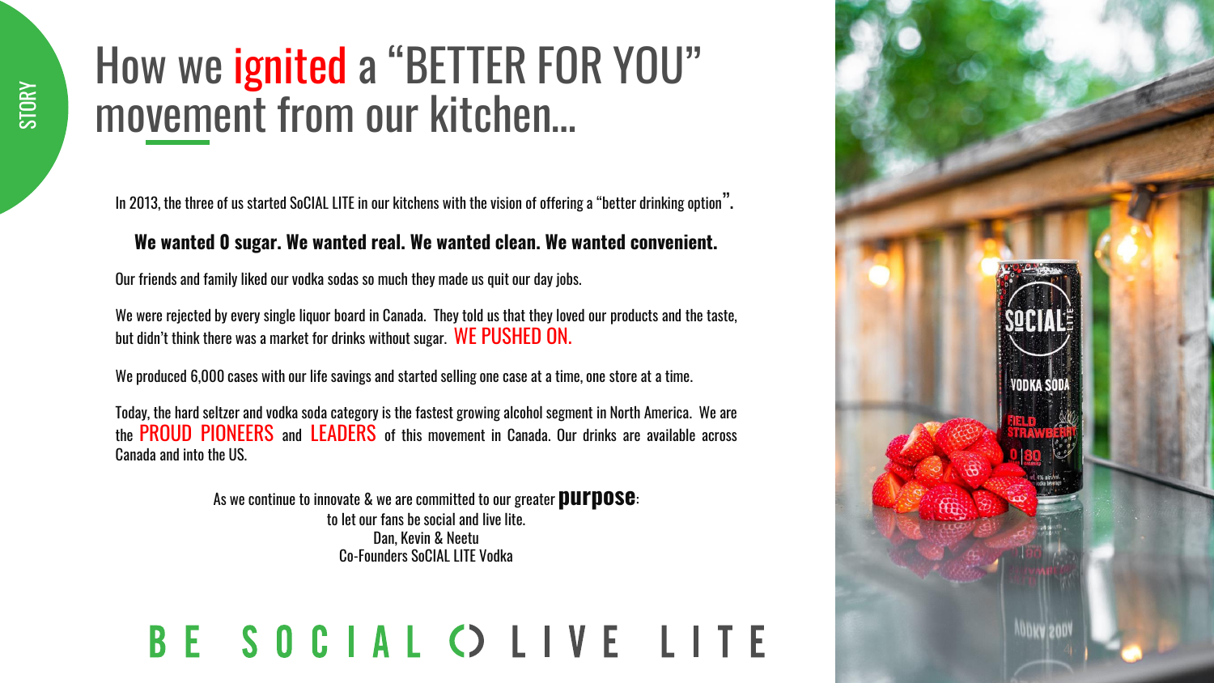STORY

# How we ignited a "BETTER FOR YOU" movement from our kitchen...

In 2013, the three of us started SoCIAL LITE in our kitchens with the vision of offering a "better drinking option".

**We wanted 0 sugar. We wanted real. We wanted clean. We wanted convenient.**

Our friends and family liked our vodka sodas so much they made us quit our day jobs.

We were rejected by every single liquor board in Canada. They told us that they loved our products and the taste, but didn't think there was a market for drinks without sugar. WE PUSHED ON.

We produced 6,000 cases with our life savings and started selling one case at a time, one store at a time.

Today, the hard seltzer and vodka soda category is the fastest growing alcohol segment in North America. We are the PROUD PIONEERS and LEADERS of this movement in Canada. Our drinks are available across Canada and into the US.

As we continue to innovate & we are committed to our greater **purpose**:
to let our fans be social and live lite.
Dan, Kevin & Neetu
Co-Founders SoCIAL LITE Vodka

BE SOCIAL LIVE LITE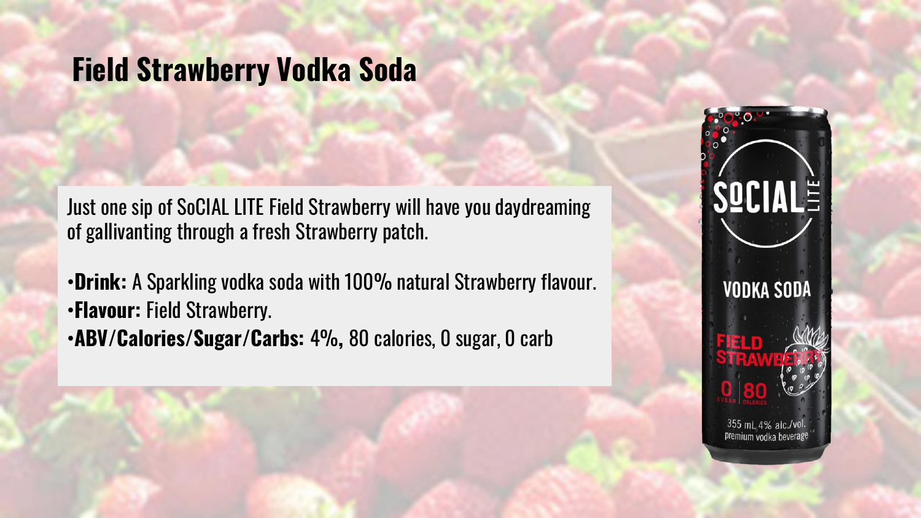# Field Strawberry Vodka Soda

Just one sip of SoCIAL LITE Field Strawberry will have you daydreaming of gallivanting through a fresh Strawberry patch.

- **Drink:** A Sparkling vodka soda with 100% natural Strawberry flavour.
- **Flavour:** Field Strawberry.
- **ABV/Calories/Sugar/Carbs:** 4%, 80 calories, 0 sugar, 0 carb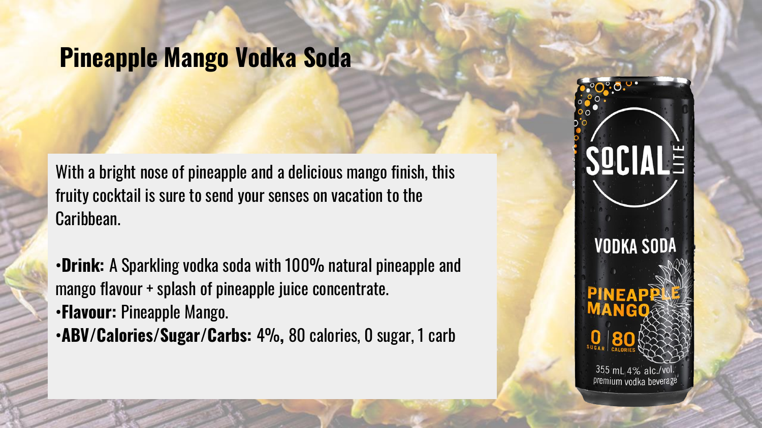# Pineapple Mango Vodka Soda

With a bright nose of pineapple and a delicious mango finish, this fruity cocktail is sure to send your senses on vacation to the Caribbean.

- **Drink:** A Sparkling vodka soda with 100% natural pineapple and mango flavour + splash of pineapple juice concentrate.
- **Flavour:** Pineapple Mango.
- **ABV/Calories/Sugar/Carbs:** 4%, 80 calories, 0 sugar, 1 carb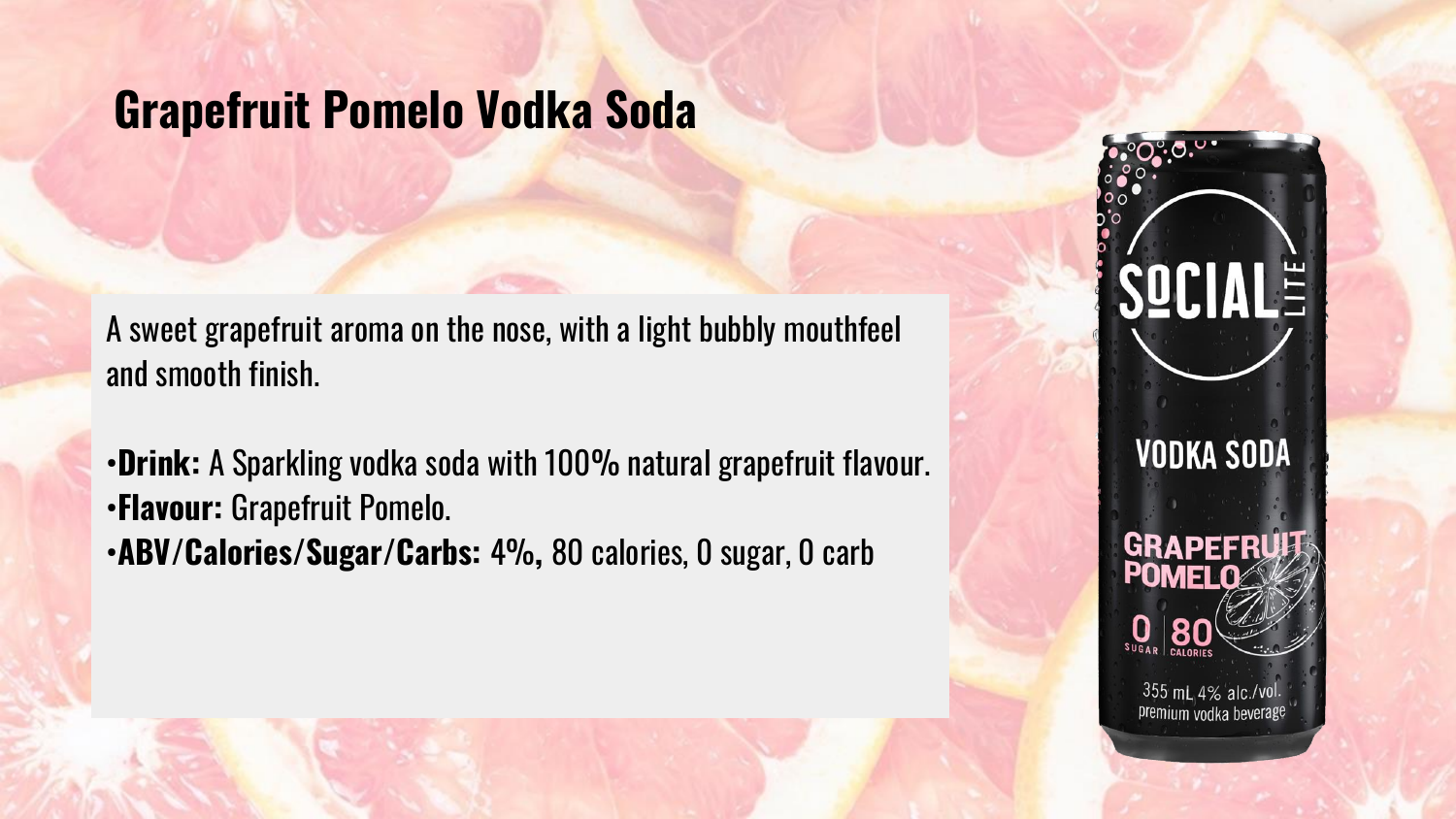# Grapefruit Pomelo Vodka Soda

A sweet grapefruit aroma on the nose, with a light bubbly mouthfeel and smooth finish.

- **Drink:** A Sparkling vodka soda with 100% natural grapefruit flavour.
- **Flavour:** Grapefruit Pomelo.
- **ABV/Calories/Sugar/Carbs:** 4%, 80 calories, 0 sugar, 0 carb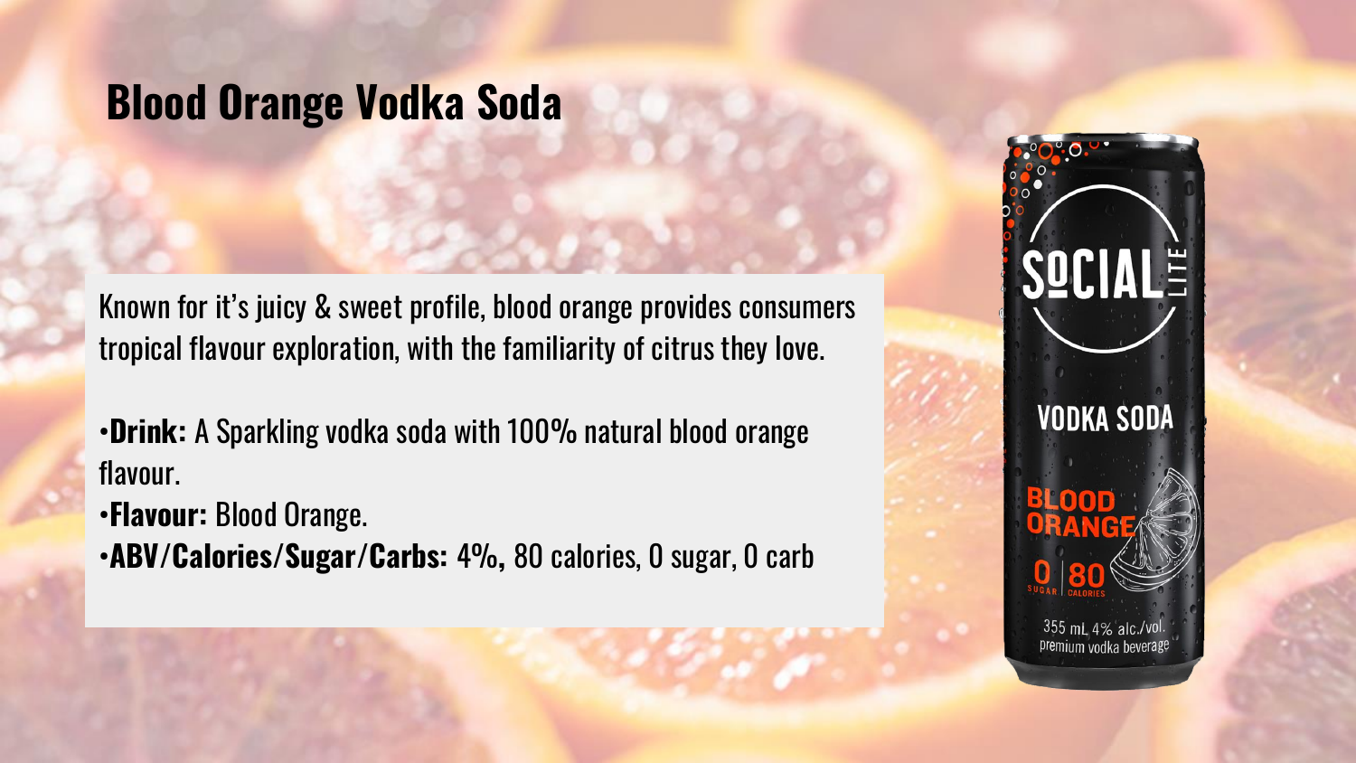# Blood Orange Vodka Soda

Known for it's juicy & sweet profile, blood orange provides consumers tropical flavour exploration, with the familiarity of citrus they love.

- **Drink:** A Sparkling vodka soda with 100% natural blood orange flavour.
- **Flavour:** Blood Orange.
- **ABV/Calories/Sugar/Carbs:** 4%, 80 calories, 0 sugar, 0 carb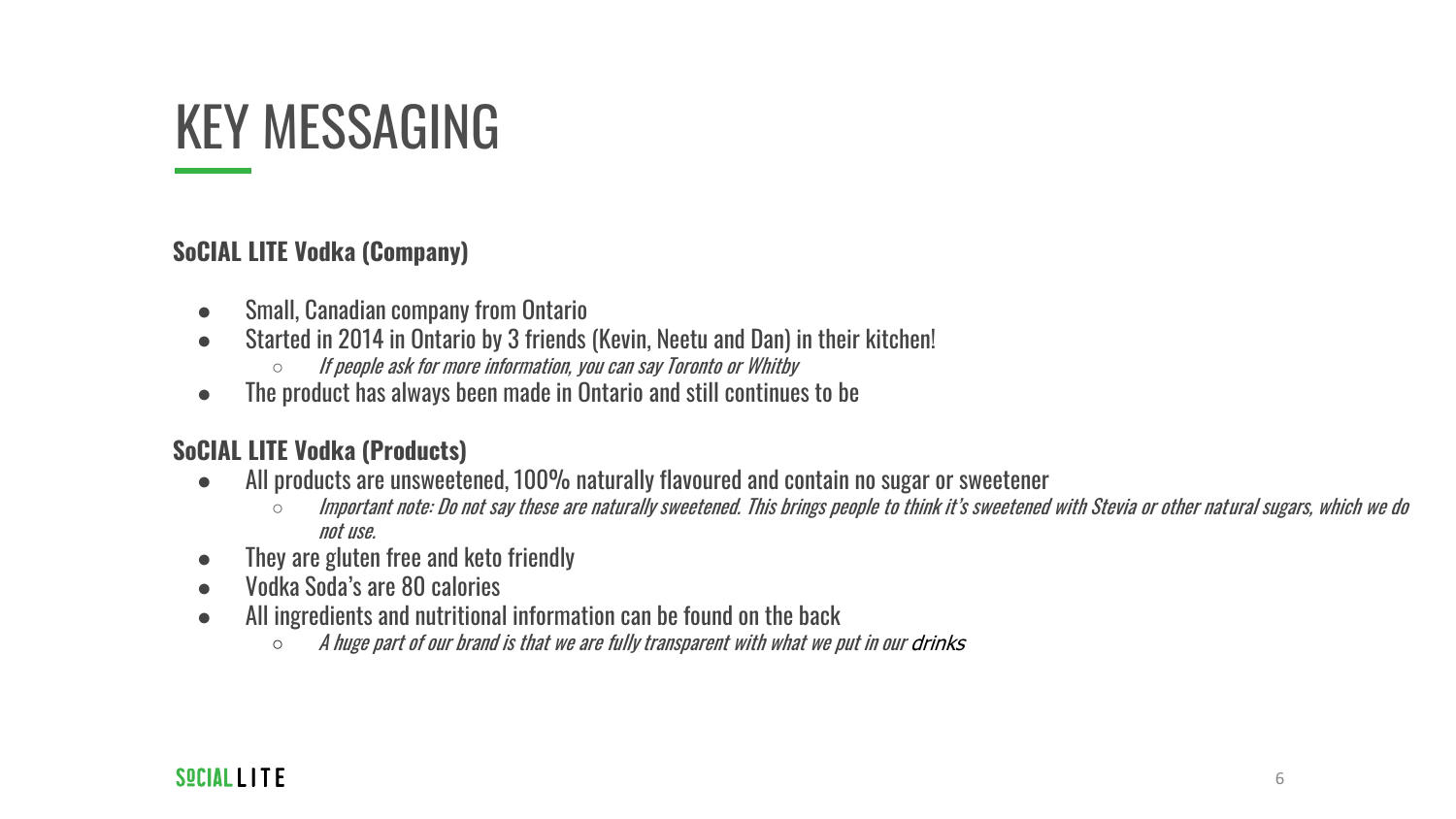# KEY MESSAGING

**SoCIAL LITE Vodka (Company)**

- Small, Canadian company from Ontario
- Started in 2014 in Ontario by 3 friends (Kevin, Neetu and Dan) in their kitchen!
  - *If people ask for more information, you can say Toronto or Whitby*
- The product has always been made in Ontario and still continues to be

**SoCIAL LITE Vodka (Products)**

- All products are unsweetened, 100% naturally flavoured and contain no sugar or sweetener
  - *Important note: Do not say these are naturally sweetened. This brings people to think it's sweetened with Stevia or other natural sugars, which we do not use.*
- They are gluten free and keto friendly
- Vodka Soda's are 80 calories
- All ingredients and nutritional information can be found on the back
  - *A huge part of our brand is that we are fully transparent with what we put in our drinks*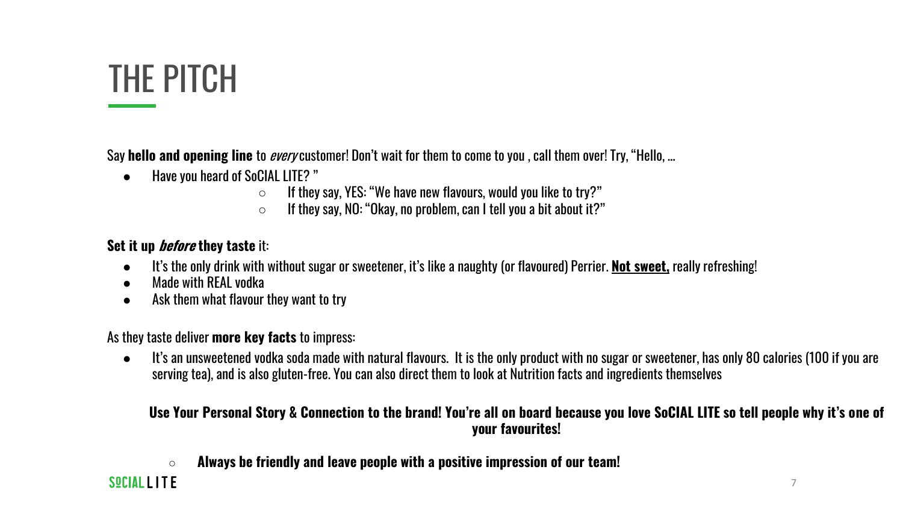# THE PITCH

Say **hello and opening line** to *every* customer! Don't wait for them to come to you , call them over! Try, "Hello, ...

- Have you heard of SoCIAL LITE? "
  - If they say, YES: "We have new flavours, would you like to try?"
  - If they say, NO: "Okay, no problem, can I tell you a bit about it?"

**Set it up *before* they taste** it:

- It's the only drink with without sugar or sweetener, it's like a naughty (or flavoured) Perrier. <u>**Not sweet,**</u> really refreshing!
- Made with REAL vodka
- Ask them what flavour they want to try

As they taste deliver **more key facts** to impress:

- It's an unsweetened vodka soda made with natural flavours. It is the only product with no sugar or sweetener, has only 80 calories (100 if you are serving tea), and is also gluten-free. You can also direct them to look at Nutrition facts and ingredients themselves

**Use Your Personal Story & Connection to the brand! You're all on board because you love SoCIAL LITE so tell people why it's one of your favourites!**

- **Always be friendly and leave people with a positive impression of our team!**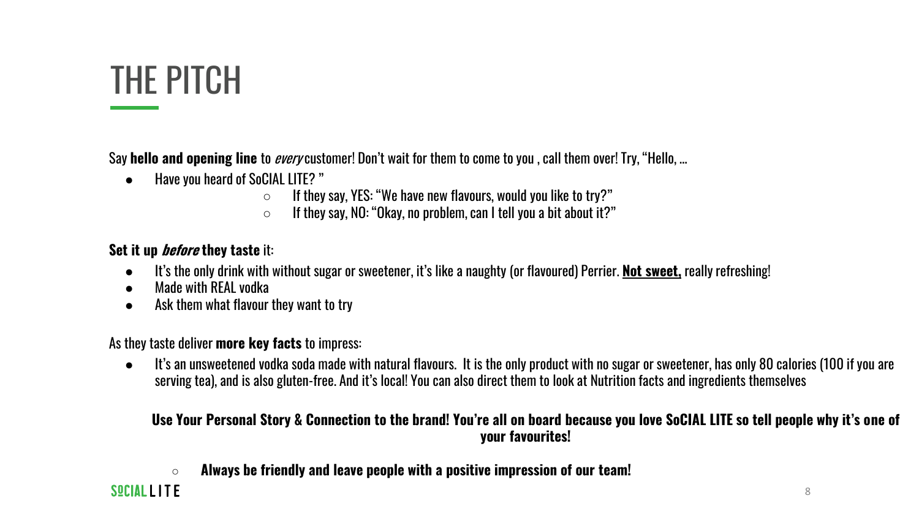# THE PITCH

Say **hello and opening line** to *every* customer! Don't wait for them to come to you , call them over! Try, "Hello, ...

- Have you heard of SoCIAL LITE? "
  - If they say, YES: "We have new flavours, would you like to try?"
  - If they say, NO: "Okay, no problem, can I tell you a bit about it?"

**Set it up *before* they taste** it:

- It's the only drink with without sugar or sweetener, it's like a naughty (or flavoured) Perrier. **Not sweet,** really refreshing!
- Made with REAL vodka
- Ask them what flavour they want to try

As they taste deliver **more key facts** to impress:

- It's an unsweetened vodka soda made with natural flavours. It is the only product with no sugar or sweetener, has only 80 calories (100 if you are serving tea), and is also gluten-free. And it's local! You can also direct them to look at Nutrition facts and ingredients themselves

**Use Your Personal Story & Connection to the brand! You're all on board because you love SoCIAL LITE so tell people why it's one of your favourites!**

- **Always be friendly and leave people with a positive impression of our team!**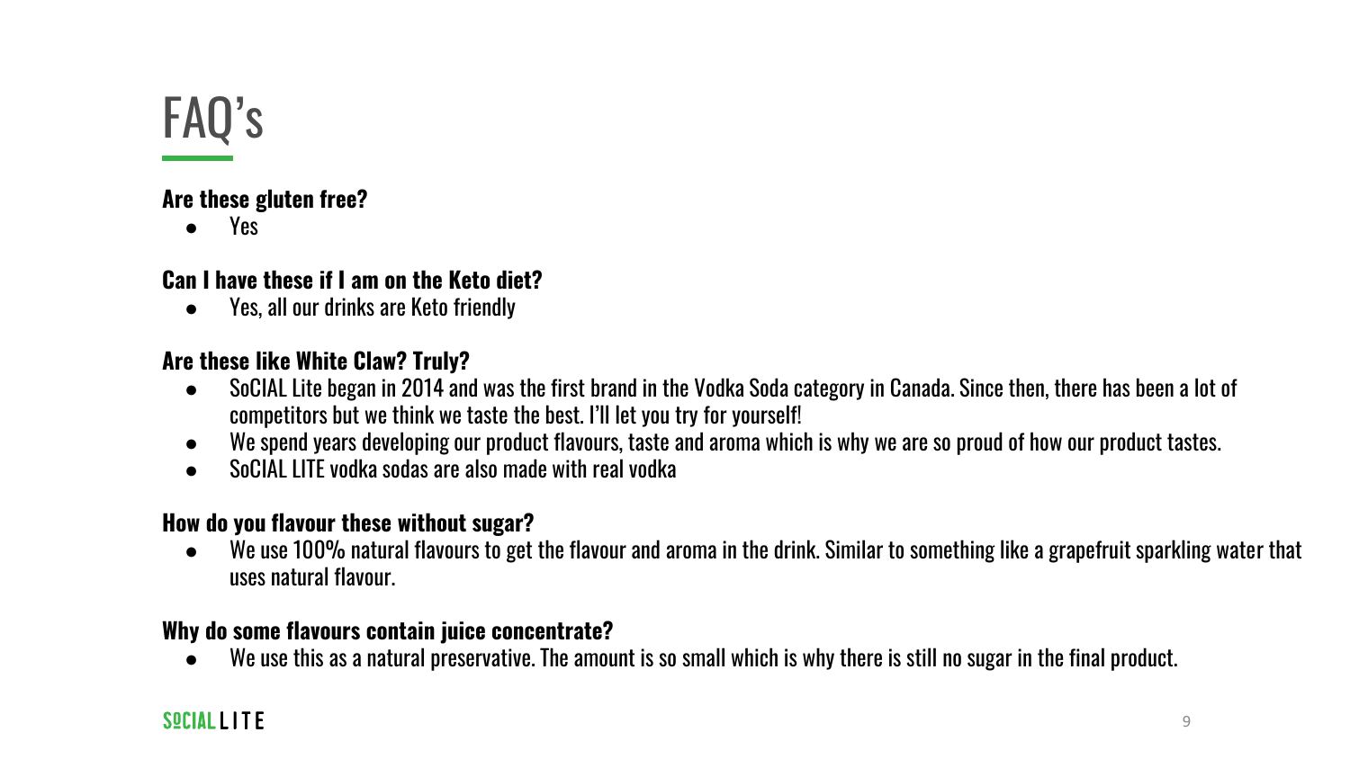# FAQ's

**Are these gluten free?**

- Yes

**Can I have these if I am on the Keto diet?**

- Yes, all our drinks are Keto friendly

**Are these like White Claw? Truly?**

- SoCIAL Lite began in 2014 and was the first brand in the Vodka Soda category in Canada. Since then, there has been a lot of competitors but we think we taste the best. I'll let you try for yourself!
- We spend years developing our product flavours, taste and aroma which is why we are so proud of how our product tastes.
- SoCIAL LITE vodka sodas are also made with real vodka

**How do you flavour these without sugar?**

- We use 100% natural flavours to get the flavour and aroma in the drink. Similar to something like a grapefruit sparkling water that uses natural flavour.

**Why do some flavours contain juice concentrate?**

- We use this as a natural preservative. The amount is so small which is why there is still no sugar in the final product.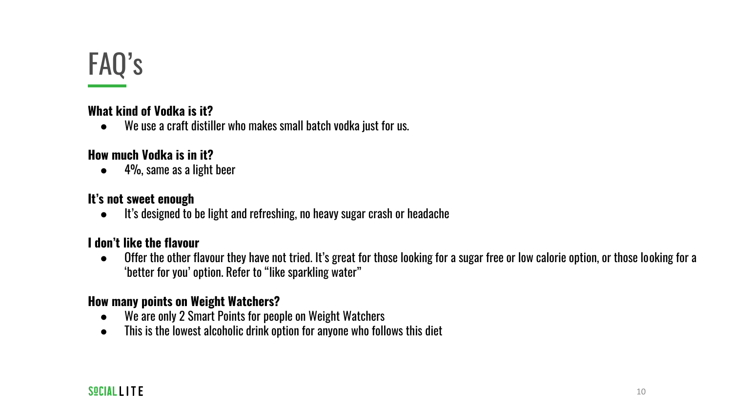# FAQ's

**What kind of Vodka is it?**

- We use a craft distiller who makes small batch vodka just for us.

**How much Vodka is in it?**

- 4%, same as a light beer

**It's not sweet enough**

- It's designed to be light and refreshing, no heavy sugar crash or headache

**I don't like the flavour**

- Offer the other flavour they have not tried. It's great for those looking for a sugar free or low calorie option, or those looking for a 'better for you' option. Refer to "like sparkling water"

**How many points on Weight Watchers?**

- We are only 2 Smart Points for people on Weight Watchers
- This is the lowest alcoholic drink option for anyone who follows this diet